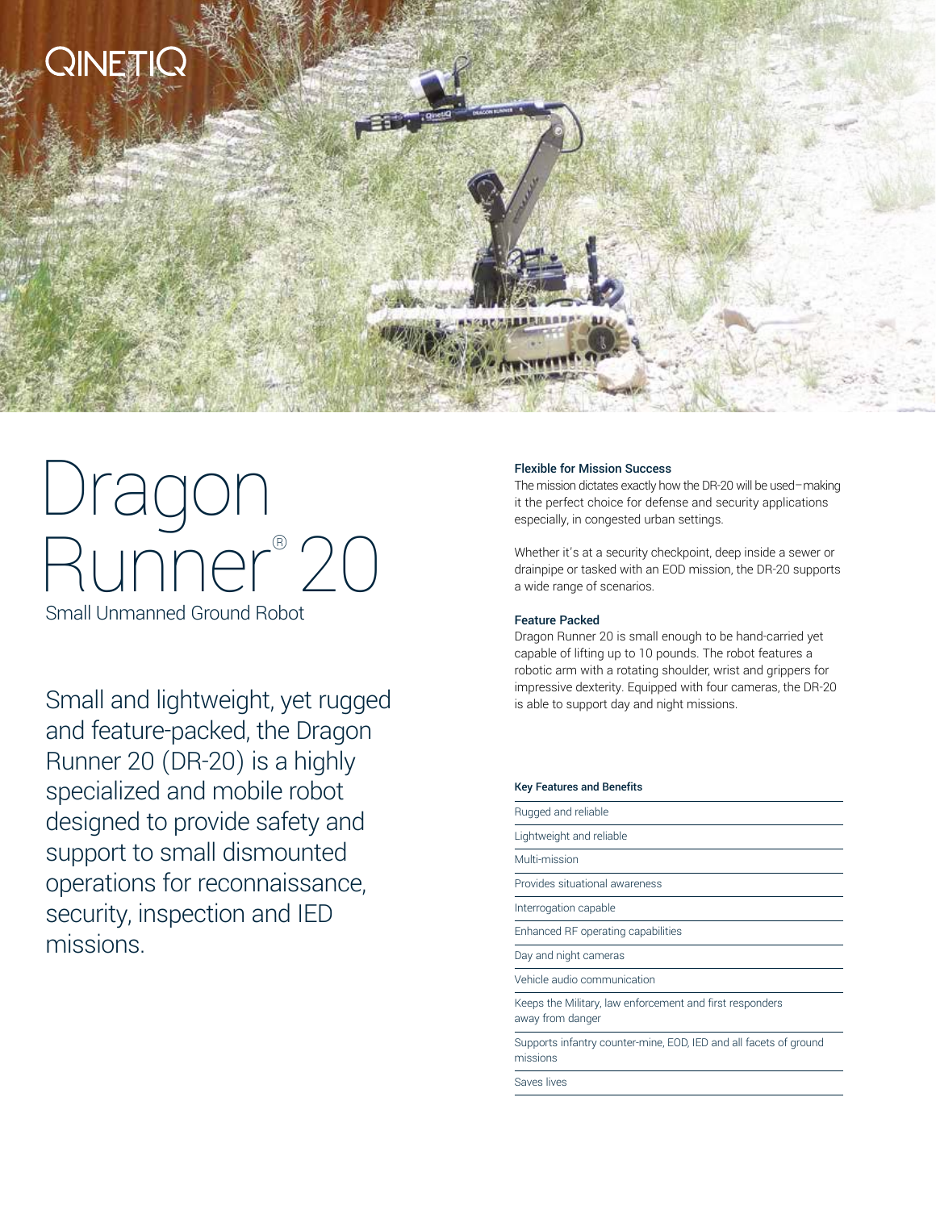# Dragon Runner® 20

Small Unmanned Ground Robot

Small and lightweight, yet rugged and feature-packed, the Dragon Runner 20 (DR-20) is a highly specialized and mobile robot designed to provide safety and support to small dismounted operations for reconnaissance, security, inspection and IED missions.

### Flexible for Mission Success

The mission dictates exactly how the DR-20 will be used–making it the perfect choice for defense and security applications especially, in congested urban settings.

Whether it's at a security checkpoint, deep inside a sewer or drainpipe or tasked with an EOD mission, the DR-20 supports a wide range of scenarios.

### Feature Packed

Dragon Runner 20 is small enough to be hand-carried yet capable of lifting up to 10 pounds. The robot features a robotic arm with a rotating shoulder, wrist and grippers for impressive dexterity. Equipped with four cameras, the DR-20 is able to support day and night missions.

### Key Features and Benefits

- Rugged and reliable
- Lightweight and reliable
- Multi-mission
- Provides situational awareness
- Interrogation capable
- Enhanced RF operating capabilities
- Day and night cameras
- Vehicle audio communication
- Keeps the Military, law enforcement and first responders away from danger
- Supports infantry counter-mine, EOD, IED and all facets of ground missions
- Saves lives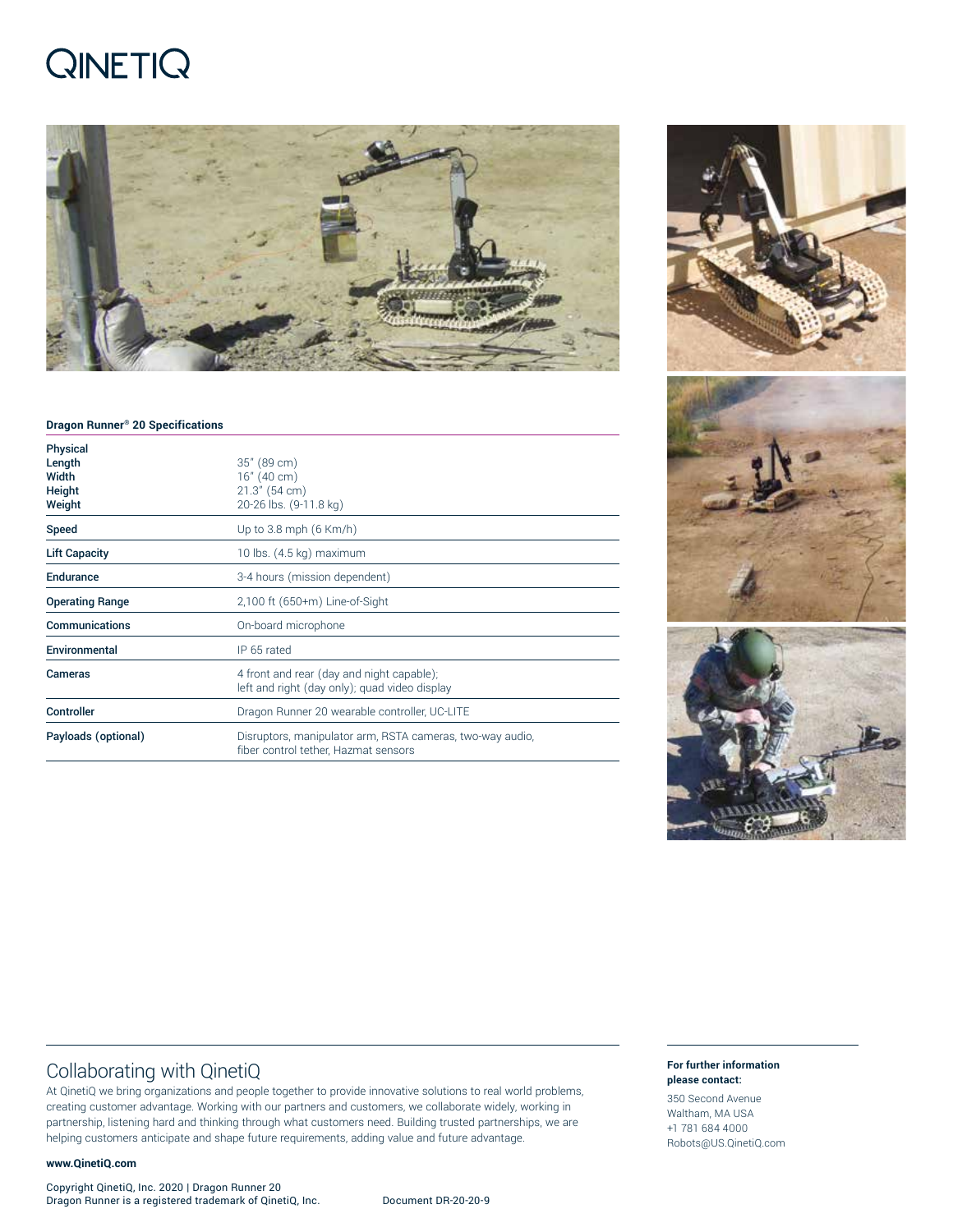**Dragon Runner® 20 Specifications**

| | |
|---|---|
| **Physical** | |
| **Length** | 35" (89 cm) |
| **Width** | 16" (40 cm) |
| **Height** | 21.3" (54 cm) |
| **Weight** | 20-26 lbs. (9-11.8 kg) |
| **Speed** | Up to 3.8 mph (6 Km/h) |
| **Lift Capacity** | 10 lbs. (4.5 kg) maximum |
| **Endurance** | 3-4 hours (mission dependent) |
| **Operating Range** | 2,100 ft (650+m) Line-of-Sight |
| **Communications** | On-board microphone |
| **Environmental** | IP 65 rated |
| **Cameras** | 4 front and rear (day and night capable); left and right (day only); quad video display |
| **Controller** | Dragon Runner 20 wearable controller, UC-LITE |
| **Payloads (optional)** | Disruptors, manipulator arm, RSTA cameras, two-way audio, fiber control tether, Hazmat sensors |

## Collaborating with QinetiQ

At QinetiQ we bring organizations and people together to provide innovative solutions to real world problems, creating customer advantage. Working with our partners and customers, we collaborate widely, working in partnership, listening hard and thinking through what customers need. Building trusted partnerships, we are helping customers anticipate and shape future requirements, adding value and future advantage.

**www.QinetiQ.com**

**For further information please contact:**

350 Second Avenue
Waltham, MA USA
+1 781 684 4000
Robots@US.QinetiQ.com

Copyright QinetiQ, Inc. 2020 | Dragon Runner 20
Dragon Runner is a registered trademark of QinetiQ, Inc.

Document DR-20-20-9